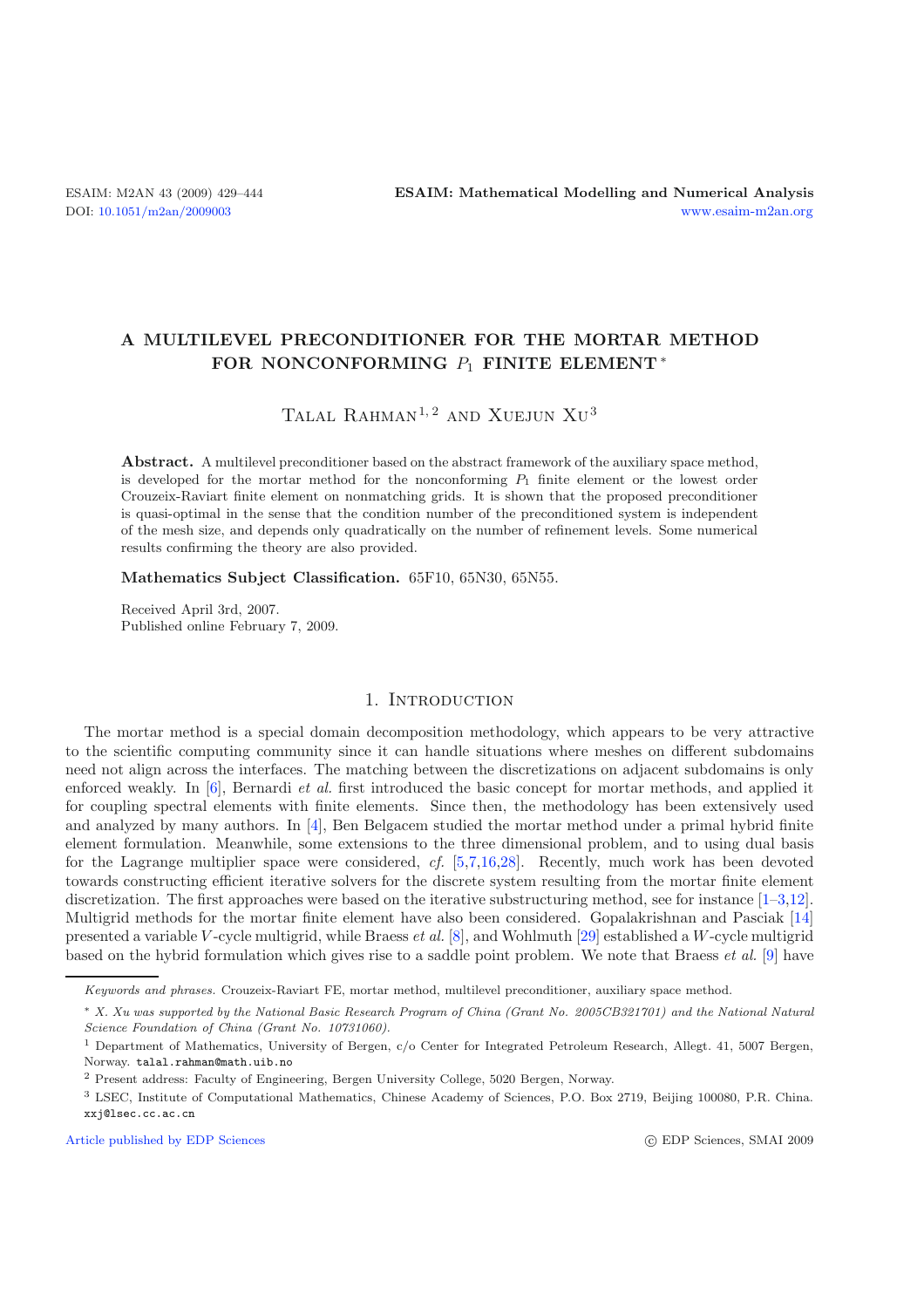# A MULTILEVEL PRECONDITIONER FOR THE MORTAR METHOD FOR NONCONFORMING $P_1$ FINITE ELEMENT *

Talal Rahman[1,2] and Xuejun Xu[3]

**Abstract.** A multilevel preconditioner based on the abstract framework of the auxiliary space method, is developed for the mortar method for the nonconforming $P_1$ finite element or the lowest order Crouzeix-Raviart finite element on nonmatching grids. It is shown that the proposed preconditioner is quasi-optimal in the sense that the condition number of the preconditioned system is independent of the mesh size, and depends only quadratically on the number of refinement levels. Some numerical results confirming the theory are also provided.

**Mathematics Subject Classification.** 65F10, 65N30, 65N55.

Received April 3rd, 2007.
Published online February 7, 2009.

## 1. Introduction

The mortar method is a special domain decomposition methodology, which appears to be very attractive to the scientific computing community since it can handle situations where meshes on different subdomains need not align across the interfaces. The matching between the discretizations on adjacent subdomains is only enforced weakly. In [6], Bernardi *et al.* first introduced the basic concept for mortar methods, and applied it for coupling spectral elements with finite elements. Since then, the methodology has been extensively used and analyzed by many authors. In [4], Ben Belgacem studied the mortar method under a primal hybrid finite element formulation. Meanwhile, some extensions to the three dimensional problem, and to using dual basis for the Lagrange multiplier space were considered, *cf.* [5,7,16,28]. Recently, much work has been devoted towards constructing efficient iterative solvers for the discrete system resulting from the mortar finite element discretization. The first approaches were based on the iterative substructuring method, see for instance [1–3,12]. Multigrid methods for the mortar finite element have also been considered. Gopalakrishnan and Pasciak [14] presented a variable $V$-cycle multigrid, while Braess *et al.* [8], and Wohlmuth [29] established a $W$-cycle multigrid based on the hybrid formulation which gives rise to a saddle point problem. We note that Braess *et al.* [9] have

*Keywords and phrases.* Crouzeix-Raviart FE, mortar method, multilevel preconditioner, auxiliary space method.

\* *X. Xu was supported by the National Basic Research Program of China (Grant No. 2005CB321701) and the National Natural Science Foundation of China (Grant No. 10731060).*

[1] Department of Mathematics, University of Bergen, c/o Center for Integrated Petroleum Research, Allegt. 41, 5007 Bergen, Norway. talal.rahman@math.uib.no

[2] Present address: Faculty of Engineering, Bergen University College, 5020 Bergen, Norway.

[3] LSEC, Institute of Computational Mathematics, Chinese Academy of Sciences, P.O. Box 2719, Beijing 100080, P.R. China. xxj@lsec.cc.ac.cn

Article published by EDP Sciences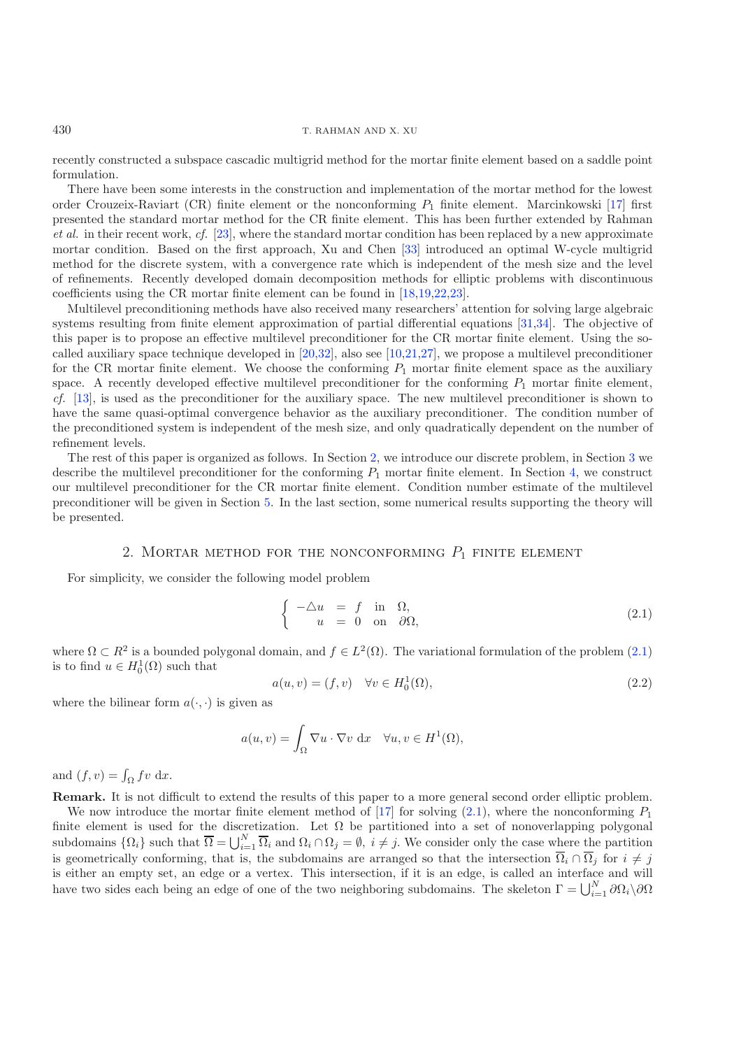recently constructed a subspace cascadic multigrid method for the mortar finite element based on a saddle point formulation.

There have been some interests in the construction and implementation of the mortar method for the lowest order Crouzeix-Raviart (CR) finite element or the nonconforming $P_1$ finite element. Marcinkowski [17] first presented the standard mortar method for the CR finite element. This has been further extended by Rahman *et al.* in their recent work, *cf.* [23], where the standard mortar condition has been replaced by a new approximate mortar condition. Based on the first approach, Xu and Chen [33] introduced an optimal W-cycle multigrid method for the discrete system, with a convergence rate which is independent of the mesh size and the level of refinements. Recently developed domain decomposition methods for elliptic problems with discontinuous coefficients using the CR mortar finite element can be found in [18,19,22,23].

Multilevel preconditioning methods have also received many researchers' attention for solving large algebraic systems resulting from finite element approximation of partial differential equations [31,34]. The objective of this paper is to propose an effective multilevel preconditioner for the CR mortar finite element. Using the so-called auxiliary space technique developed in [20,32], also see [10,21,27], we propose a multilevel preconditioner for the CR mortar finite element. We choose the conforming $P_1$ mortar finite element space as the auxiliary space. A recently developed effective multilevel preconditioner for the conforming $P_1$ mortar finite element, *cf.* [13], is used as the preconditioner for the auxiliary space. The new multilevel preconditioner is shown to have the same quasi-optimal convergence behavior as the auxiliary preconditioner. The condition number of the preconditioned system is independent of the mesh size, and only quadratically dependent on the number of refinement levels.

The rest of this paper is organized as follows. In Section 2, we introduce our discrete problem, in Section 3 we describe the multilevel preconditioner for the conforming $P_1$ mortar finite element. In Section 4, we construct our multilevel preconditioner for the CR mortar finite element. Condition number estimate of the multilevel preconditioner will be given in Section 5. In the last section, some numerical results supporting the theory will be presented.

## 2. Mortar method for the nonconforming $P_1$ finite element

For simplicity, we consider the following model problem

$$\begin{cases} -\triangle u &= f \quad \text{in} \quad \Omega, \\ \quad\; u &= 0 \quad \text{on} \quad \partial\Omega, \end{cases} \tag{2.1}$$

where $\Omega \subset R^2$ is a bounded polygonal domain, and $f \in L^2(\Omega)$. The variational formulation of the problem (2.1) is to find $u \in H_0^1(\Omega)$ such that

$$a(u, v) = (f, v) \quad \forall v \in H_0^1(\Omega), \tag{2.2}$$

where the bilinear form $a(\cdot, \cdot)$ is given as

$$a(u, v) = \int_\Omega \nabla u \cdot \nabla v \; \mathrm{d}x \quad \forall u, v \in H^1(\Omega),$$

and $(f, v) = \int_\Omega f v \; \mathrm{d}x$.

**Remark.** It is not difficult to extend the results of this paper to a more general second order elliptic problem.

We now introduce the mortar finite element method of [17] for solving (2.1), where the nonconforming $P_1$ finite element is used for the discretization. Let $\Omega$ be partitioned into a set of nonoverlapping polygonal subdomains $\{\Omega_i\}$ such that $\overline{\Omega} = \bigcup_{i=1}^N \overline{\Omega}_i$ and $\Omega_i \cap \Omega_j = \emptyset,\ i \neq j$. We consider only the case where the partition is geometrically conforming, that is, the subdomains are arranged so that the intersection $\overline{\Omega}_i \cap \overline{\Omega}_j$ for $i \neq j$ is either an empty set, an edge or a vertex. This intersection, if it is an edge, is called an interface and will have two sides each being an edge of one of the two neighboring subdomains. The skeleton $\Gamma = \bigcup_{i=1}^N \partial\Omega_i \backslash \partial\Omega$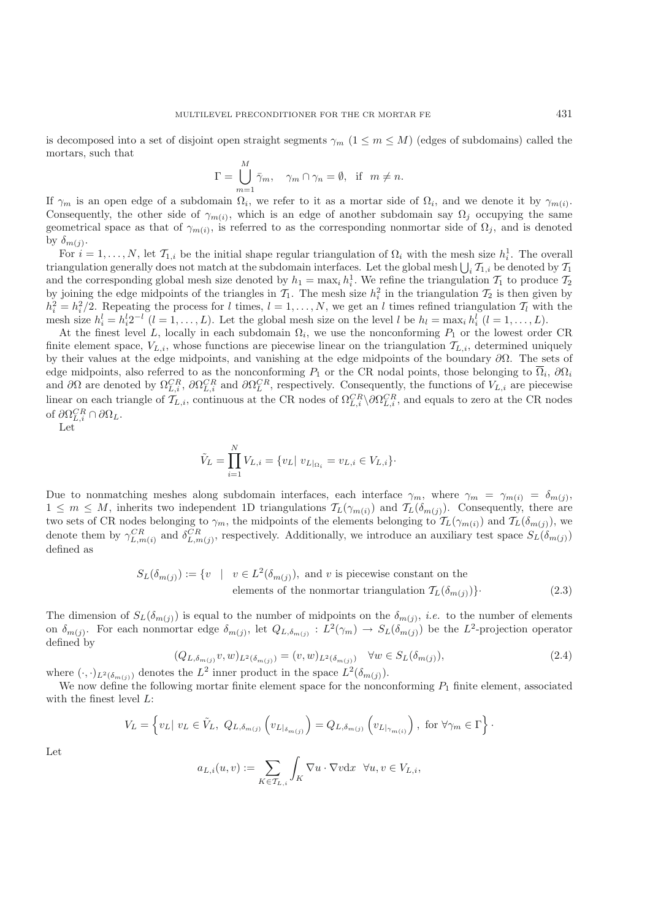is decomposed into a set of disjoint open straight segments $\gamma_m$ $(1 \leq m \leq M)$ (edges of subdomains) called the mortars, such that

$$\Gamma = \bigcup_{m=1}^{M} \bar{\gamma}_m, \quad \gamma_m \cap \gamma_n = \emptyset, \text{ if } m \neq n.$$

If $\gamma_m$ is an open edge of a subdomain $\Omega_i$, we refer to it as a mortar side of $\Omega_i$, and we denote it by $\gamma_{m(i)}$. Consequently, the other side of $\gamma_{m(i)}$, which is an edge of another subdomain say $\Omega_j$ occupying the same geometrical space as that of $\gamma_{m(i)}$, is referred to as the corresponding nonmortar side of $\Omega_j$, and is denoted by $\delta_{m(j)}$.

For $i = 1, \dots, N$, let $\mathcal{T}_{1,i}$ be the initial shape regular triangulation of $\Omega_i$ with the mesh size $h_i^1$. The overall triangulation generally does not match at the subdomain interfaces. Let the global mesh $\bigcup_i \mathcal{T}_{1,i}$ be denoted by $\mathcal{T}_1$ and the corresponding global mesh size denoted by $h_1 = \max_i h_i^1$. We refine the triangulation $\mathcal{T}_1$ to produce $\mathcal{T}_2$ by joining the edge midpoints of the triangles in $\mathcal{T}_1$. The mesh size $h_i^2$ in the triangulation $\mathcal{T}_2$ is then given by $h_i^2 = h_i^1/2$. Repeating the process for $l$ times, $l = 1, \dots, N$, we get an $l$ times refined triangulation $\mathcal{T}_l$ with the mesh size $h_i^l = h_i^1 2^{-l}$ $(l = 1, \dots, L)$. Let the global mesh size on the level $l$ be $h_l = \max_i h_i^l$ $(l = 1, \dots, L)$.

At the finest level $L$, locally in each subdomain $\Omega_i$, we use the nonconforming $P_1$ or the lowest order CR finite element space, $V_{L,i}$, whose functions are piecewise linear on the triangulation $\mathcal{T}_{L,i}$, determined uniquely by their values at the edge midpoints, and vanishing at the edge midpoints of the boundary $\partial\Omega$. The sets of edge midpoints, also referred to as the nonconforming $P_1$ or the CR nodal points, those belonging to $\overline{\Omega}_i$, $\partial\Omega_i$ and $\partial\Omega$ are denoted by $\Omega_{L,i}^{CR}$, $\partial\Omega_{L,i}^{CR}$ and $\partial\Omega_L^{CR}$, respectively. Consequently, the functions of $V_{L,i}$ are piecewise linear on each triangle of $\mathcal{T}_{L,i}$, continuous at the CR nodes of $\Omega_{L,i}^{CR} \backslash \partial\Omega_{L,i}^{CR}$, and equals to zero at the CR nodes of $\partial\Omega_{L,i}^{CR} \cap \partial\Omega_L$.

Let

$$\tilde{V}_L = \prod_{i=1}^{N} V_{L,i} = \{v_L |\ v_{L|_{\Omega_i}} = v_{L,i} \in V_{L,i}\}.$$

Due to nonmatching meshes along subdomain interfaces, each interface $\gamma_m$, where $\gamma_m = \gamma_{m(i)} = \delta_{m(j)}$, $1 \leq m \leq M$, inherits two independent 1D triangulations $\mathcal{T}_L(\gamma_{m(i)})$ and $\mathcal{T}_L(\delta_{m(j)})$. Consequently, there are two sets of CR nodes belonging to $\gamma_m$, the midpoints of the elements belonging to $\mathcal{T}_L(\gamma_{m(i)})$ and $\mathcal{T}_L(\delta_{m(j)})$, we denote them by $\gamma_{L,m(i)}^{CR}$ and $\delta_{L,m(j)}^{CR}$, respectively. Additionally, we introduce an auxiliary test space $S_L(\delta_{m(j)})$ defined as

$$S_L(\delta_{m(j)}) := \{v \quad | \quad v \in L^2(\delta_{m(j)}), \text{ and } v \text{ is piecewise constant on the elements of the nonmortar triangulation } \mathcal{T}_L(\delta_{m(j)})\}. \tag{2.3}$$

The dimension of $S_L(\delta_{m(j)})$ is equal to the number of midpoints on the $\delta_{m(j)}$, *i.e.* to the number of elements on $\delta_{m(j)}$. For each nonmortar edge $\delta_{m(j)}$, let $Q_{L,\delta_{m(j)}} : L^2(\gamma_m) \to S_L(\delta_{m(j)})$ be the $L^2$-projection operator defined by

$$(Q_{L,\delta_{m(j)}} v, w)_{L^2(\delta_{m(j)})} = (v, w)_{L^2(\delta_{m(j)})} \quad \forall w \in S_L(\delta_{m(j)}), \tag{2.4}$$

where $(\cdot,\cdot)_{L^2(\delta_{m(j)})}$ denotes the $L^2$ inner product in the space $L^2(\delta_{m(j)})$.

We now define the following mortar finite element space for the nonconforming $P_1$ finite element, associated with the finest level $L$:

$$V_L = \left\{ v_L |\ v_L \in \tilde{V}_L,\ Q_{L,\delta_{m(j)}} \left( v_{L|_{\delta_{m(j)}}} \right) = Q_{L,\delta_{m(j)}} \left( v_{L|_{\gamma_{m(i)}}} \right), \text{ for } \forall \gamma_m \in \Gamma \right\}.$$

Let

$$a_{L,i}(u,v) := \sum_{K \in \mathcal{T}_{L,i}} \int_K \nabla u \cdot \nabla v \mathrm{d}x \quad \forall u, v \in V_{L,i},$$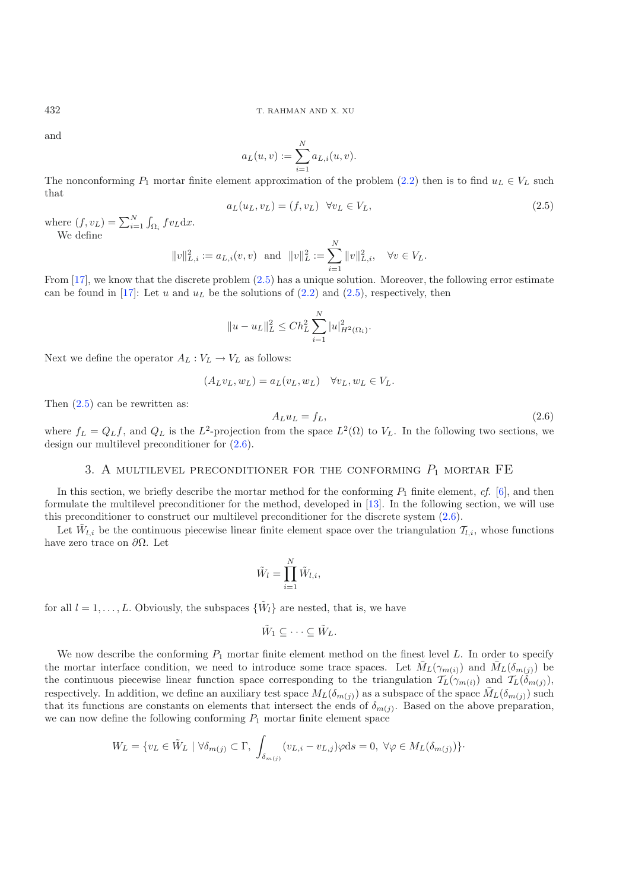and

$$a_L(u,v) := \sum_{i=1}^{N} a_{L,i}(u,v).$$

The nonconforming $P_1$ mortar finite element approximation of the problem (2.2) then is to find $u_L \in V_L$ such that

$$a_L(u_L, v_L) = (f, v_L) \quad \forall v_L \in V_L, \tag{2.5}$$

where $(f, v_L) = \sum_{i=1}^{N} \int_{\Omega_i} f v_L \mathrm{d}x$.

We define

$$\|v\|_{L,i}^2 := a_{L,i}(v,v) \;\text{ and }\; \|v\|_L^2 := \sum_{i=1}^{N} \|v\|_{L,i}^2, \quad \forall v \in V_L.$$

From [17], we know that the discrete problem (2.5) has a unique solution. Moreover, the following error estimate can be found in [17]: Let $u$ and $u_L$ be the solutions of (2.2) and (2.5), respectively, then

$$\|u - u_L\|_L^2 \leq C h_L^2 \sum_{i=1}^{N} |u|_{H^2(\Omega_i)}^2.$$

Next we define the operator $A_L : V_L \to V_L$ as follows:

$$(A_L v_L, w_L) = a_L(v_L, w_L) \quad \forall v_L, w_L \in V_L.$$

Then (2.5) can be rewritten as:

$$A_L u_L = f_L, \tag{2.6}$$

where $f_L = Q_L f$, and $Q_L$ is the $L^2$-projection from the space $L^2(\Omega)$ to $V_L$. In the following two sections, we design our multilevel preconditioner for (2.6).

## 3. A multilevel preconditioner for the conforming $P_1$ mortar FE

In this section, we briefly describe the mortar method for the conforming $P_1$ finite element, *cf.* [6], and then formulate the multilevel preconditioner for the method, developed in [13]. In the following section, we will use this preconditioner to construct our multilevel preconditioner for the discrete system (2.6).

Let $\tilde{W}_{l,i}$ be the continuous piecewise linear finite element space over the triangulation $\mathcal{T}_{l,i}$, whose functions have zero trace on $\partial\Omega$. Let

$$\tilde{W}_l = \prod_{i=1}^{N} \tilde{W}_{l,i},$$

for all $l = 1, \ldots, L$. Obviously, the subspaces $\{\tilde{W}_l\}$ are nested, that is, we have

$$\tilde{W}_1 \subseteq \cdots \subseteq \tilde{W}_L.$$

We now describe the conforming $P_1$ mortar finite element method on the finest level $L$. In order to specify the mortar interface condition, we need to introduce some trace spaces. Let $\bar{M}_L(\gamma_{m(i)})$ and $\bar{M}_L(\delta_{m(j)})$ be the continuous piecewise linear function space corresponding to the triangulation $\mathcal{T}_L(\gamma_{m(i)})$ and $\mathcal{T}_L(\delta_{m(j)})$, respectively. In addition, we define an auxiliary test space $M_L(\delta_{m(j)})$ as a subspace of the space $\bar{M}_L(\delta_{m(j)})$ such that its functions are constants on elements that intersect the ends of $\delta_{m(j)}$. Based on the above preparation, we can now define the following conforming $P_1$ mortar finite element space

$$W_L = \{v_L \in \tilde{W}_L \mid \forall \delta_{m(j)} \subset \Gamma, \int_{\delta_{m(j)}} (v_{L,i} - v_{L,j})\varphi \mathrm{d}s = 0, \; \forall \varphi \in M_L(\delta_{m(j)})\}.$$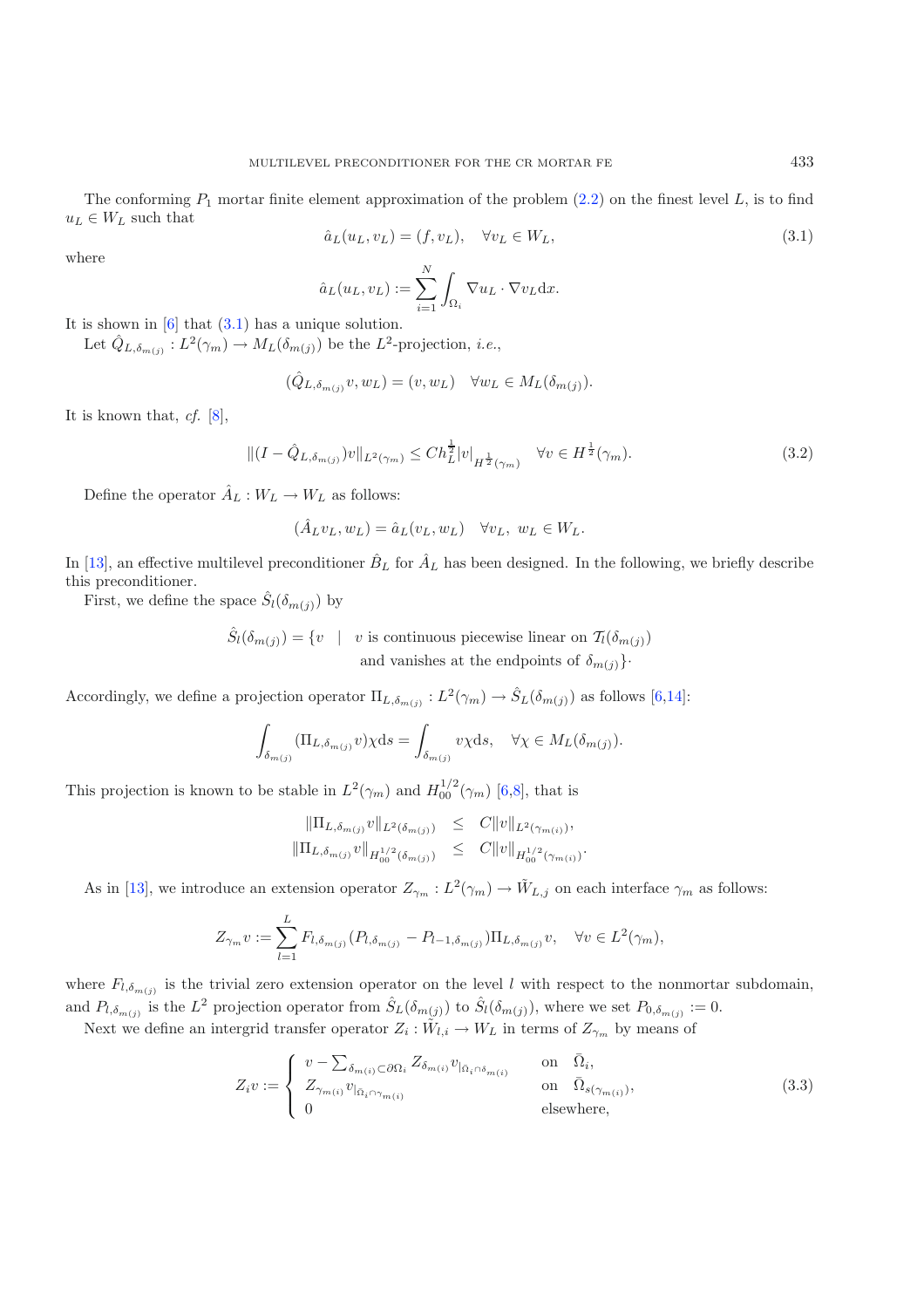The conforming $P_1$ mortar finite element approximation of the problem (2.2) on the finest level $L$, is to find $u_L \in W_L$ such that

$$\hat{a}_L(u_L, v_L) = (f, v_L), \quad \forall v_L \in W_L, \tag{3.1}$$

where

$$\hat{a}_L(u_L, v_L) := \sum_{i=1}^{N} \int_{\Omega_i} \nabla u_L \cdot \nabla v_L \mathrm{d}x.$$

It is shown in [6] that (3.1) has a unique solution.

Let $\hat{Q}_{L,\delta_{m(j)}} : L^2(\gamma_m) \to M_L(\delta_{m(j)})$ be the $L^2$-projection, *i.e.*,

$$(\hat{Q}_{L,\delta_{m(j)}} v, w_L) = (v, w_L) \quad \forall w_L \in M_L(\delta_{m(j)}).$$

It is known that, *cf.* [8],

$$\|(I - \hat{Q}_{L,\delta_{m(j)}})v\|_{L^2(\gamma_m)} \le C h_L^{\frac{1}{2}} |v|_{H^{\frac{1}{2}}(\gamma_m)} \quad \forall v \in H^{\frac{1}{2}}(\gamma_m). \tag{3.2}$$

Define the operator $\hat{A}_L : W_L \to W_L$ as follows:

$$(\hat{A}_L v_L, w_L) = \hat{a}_L(v_L, w_L) \quad \forall v_L, \ w_L \in W_L.$$

In [13], an effective multilevel preconditioner $\hat{B}_L$ for $\hat{A}_L$ has been designed. In the following, we briefly describe this preconditioner.

First, we define the space $\hat{S}_l(\delta_{m(j)})$ by

$$\hat{S}_l(\delta_{m(j)}) = \{ v \quad | \quad v \text{ is continuous piecewise linear on } \mathcal{T}_l(\delta_{m(j)}) \text{ and vanishes at the endpoints of } \delta_{m(j)} \}.$$

Accordingly, we define a projection operator $\Pi_{L,\delta_{m(j)}} : L^2(\gamma_m) \to \hat{S}_L(\delta_{m(j)})$ as follows [6,14]:

$$\int_{\delta_{m(j)}} (\Pi_{L,\delta_{m(j)}} v) \chi \mathrm{d}s = \int_{\delta_{m(j)}} v \chi \mathrm{d}s, \quad \forall \chi \in M_L(\delta_{m(j)}).$$

This projection is known to be stable in $L^2(\gamma_m)$ and $H_{00}^{1/2}(\gamma_m)$ [6,8], that is

$$\begin{aligned} \|\Pi_{L,\delta_{m(j)}} v\|_{L^2(\delta_{m(j)})} &\le C \|v\|_{L^2(\gamma_{m(i)})}, \\ \|\Pi_{L,\delta_{m(j)}} v\|_{H_{00}^{1/2}(\delta_{m(j)})} &\le C \|v\|_{H_{00}^{1/2}(\gamma_{m(i)})}. \end{aligned}$$

As in [13], we introduce an extension operator $Z_{\gamma_m} : L^2(\gamma_m) \to \tilde{W}_{L,j}$ on each interface $\gamma_m$ as follows:

$$Z_{\gamma_m} v := \sum_{l=1}^{L} F_{l,\delta_{m(j)}} (P_{l,\delta_{m(j)}} - P_{l-1,\delta_{m(j)}}) \Pi_{L,\delta_{m(j)}} v, \quad \forall v \in L^2(\gamma_m),$$

where $F_{l,\delta_{m(j)}}$ is the trivial zero extension operator on the level $l$ with respect to the nonmortar subdomain, and $P_{l,\delta_{m(j)}}$ is the $L^2$ projection operator from $\hat{S}_L(\delta_{m(j)})$ to $\hat{S}_l(\delta_{m(j)})$, where we set $P_{0,\delta_{m(j)}} := 0$.

Next we define an intergrid transfer operator $Z_i : \tilde{W}_{l,i} \to W_L$ in terms of $Z_{\gamma_m}$ by means of

$$Z_i v := \begin{cases} v - \sum_{\delta_{m(i)} \subset \partial\Omega_i} Z_{\delta_{m(i)}} v_{|_{\bar{\Omega}_i \cap \delta_{m(i)}}} & \text{on} \quad \bar{\Omega}_i, \\ Z_{\gamma_{m(i)}} v_{|_{\bar{\Omega}_i \cap \gamma_{m(i)}}} & \text{on} \quad \bar{\Omega}_{s(\gamma_{m(i)})}, \\ 0 & \text{elsewhere}, \end{cases} \tag{3.3}$$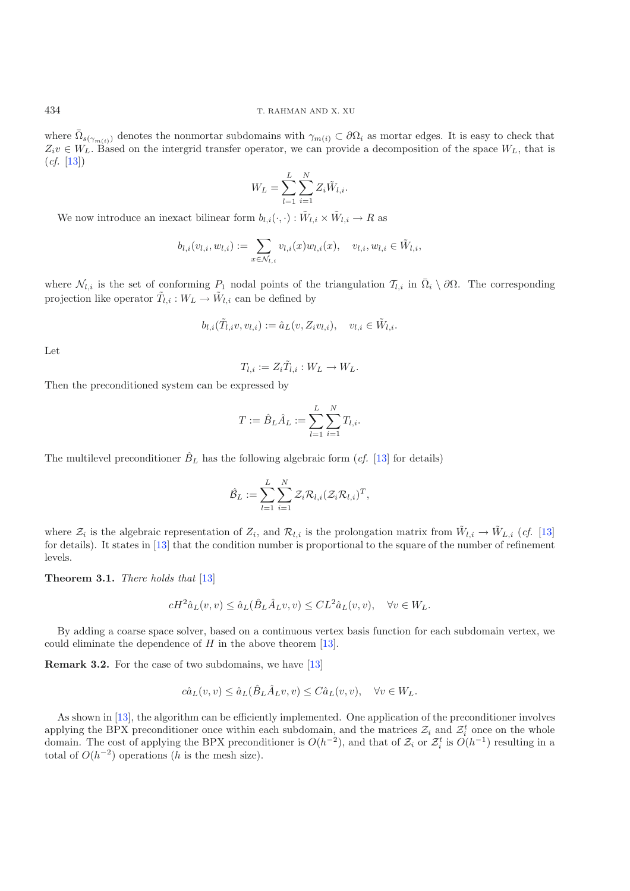where $\bar{\Omega}_{s(\gamma_{m(i)})}$ denotes the nonmortar subdomains with $\gamma_{m(i)} \subset \partial\Omega_i$ as mortar edges. It is easy to check that $Z_i v \in W_L$. Based on the intergrid transfer operator, we can provide a decomposition of the space $W_L$, that is (*cf.* [13])

$$W_L = \sum_{l=1}^{L} \sum_{i=1}^{N} Z_i \tilde{W}_{l,i}.$$

We now introduce an inexact bilinear form $b_{l,i}(\cdot,\cdot) : \tilde{W}_{l,i} \times \tilde{W}_{l,i} \to R$ as

$$b_{l,i}(v_{l,i}, w_{l,i}) := \sum_{x \in \mathcal{N}_{l,i}} v_{l,i}(x) w_{l,i}(x), \quad v_{l,i}, w_{l,i} \in \tilde{W}_{l,i},$$

where $\mathcal{N}_{l,i}$ is the set of conforming $P_1$ nodal points of the triangulation $\mathcal{T}_{l,i}$ in $\bar{\Omega}_i \setminus \partial\Omega$. The corresponding projection like operator $\tilde{T}_{l,i} : W_L \to \tilde{W}_{l,i}$ can be defined by

$$b_{l,i}(\tilde{T}_{l,i} v, v_{l,i}) := \hat{a}_L(v, Z_i v_{l,i}), \quad v_{l,i} \in \tilde{W}_{l,i}.$$

Let

$$T_{l,i} := Z_i \tilde{T}_{l,i} : W_L \to W_L.$$

Then the preconditioned system can be expressed by

$$T := \hat{B}_L \hat{A}_L := \sum_{l=1}^{L} \sum_{i=1}^{N} T_{l,i}.$$

The multilevel preconditioner $\hat{B}_L$ has the following algebraic form (*cf.* [13] for details)

$$\hat{\mathcal{B}}_L := \sum_{l=1}^{L} \sum_{i=1}^{N} \mathcal{Z}_i \mathcal{R}_{l,i} (\mathcal{Z}_i \mathcal{R}_{l,i})^T,$$

where $\mathcal{Z}_i$ is the algebraic representation of $Z_i$, and $\mathcal{R}_{l,i}$ is the prolongation matrix from $\tilde{W}_{l,i} \to \tilde{W}_{L,i}$ (*cf.* [13] for details). It states in [13] that the condition number is proportional to the square of the number of refinement levels.

**Theorem 3.1.** *There holds that* [13]

$$cH^2 \hat{a}_L(v,v) \le \hat{a}_L(\hat{B}_L \hat{A}_L v, v) \le C L^2 \hat{a}_L(v,v), \quad \forall v \in W_L.$$

By adding a coarse space solver, based on a continuous vertex basis function for each subdomain vertex, we could eliminate the dependence of $H$ in the above theorem [13].

**Remark 3.2.** For the case of two subdomains, we have [13]

$$c\hat{a}_L(v,v) \le \hat{a}_L(\hat{B}_L \hat{A}_L v, v) \le C \hat{a}_L(v,v), \quad \forall v \in W_L.$$

As shown in [13], the algorithm can be efficiently implemented. One application of the preconditioner involves applying the BPX preconditioner once within each subdomain, and the matrices $\mathcal{Z}_i$ and $\mathcal{Z}_i^t$ once on the whole domain. The cost of applying the BPX preconditioner is $O(h^{-2})$, and that of $\mathcal{Z}_i$ or $\mathcal{Z}_i^t$ is $O(h^{-1})$ resulting in a total of $O(h^{-2})$ operations ($h$ is the mesh size).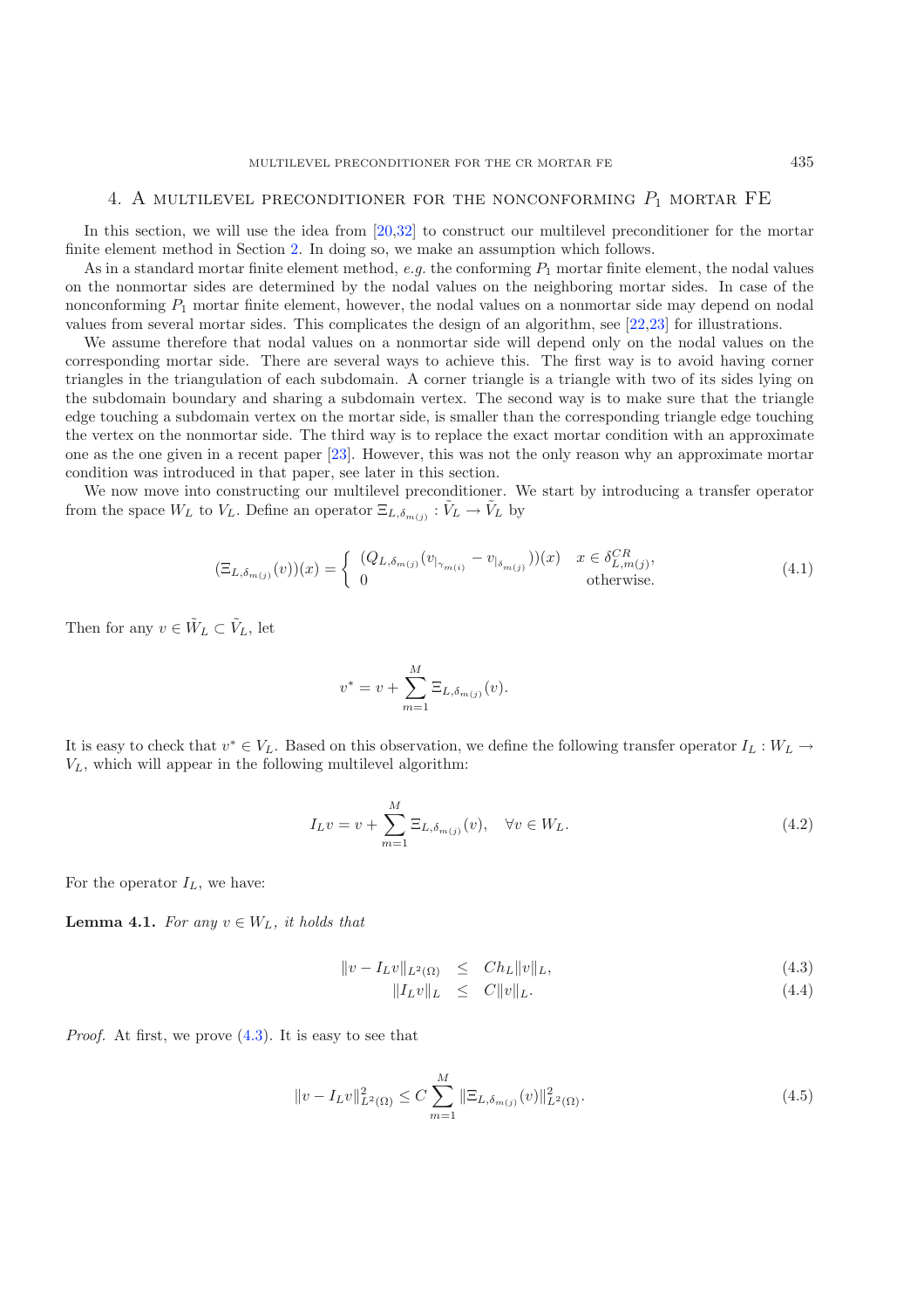## 4. A multilevel preconditioner for the nonconforming $P_1$ mortar FE

In this section, we will use the idea from [20,32] to construct our multilevel preconditioner for the mortar finite element method in Section 2. In doing so, we make an assumption which follows.

As in a standard mortar finite element method, *e.g.* the conforming $P_1$ mortar finite element, the nodal values on the nonmortar sides are determined by the nodal values on the neighboring mortar sides. In case of the nonconforming $P_1$ mortar finite element, however, the nodal values on a nonmortar side may depend on nodal values from several mortar sides. This complicates the design of an algorithm, see [22,23] for illustrations.

We assume therefore that nodal values on a nonmortar side will depend only on the nodal values on the corresponding mortar side. There are several ways to achieve this. The first way is to avoid having corner triangles in the triangulation of each subdomain. A corner triangle is a triangle with two of its sides lying on the subdomain boundary and sharing a subdomain vertex. The second way is to make sure that the triangle edge touching a subdomain vertex on the mortar side, is smaller than the corresponding triangle edge touching the vertex on the nonmortar side. The third way is to replace the exact mortar condition with an approximate one as the one given in a recent paper [23]. However, this was not the only reason why an approximate mortar condition was introduced in that paper, see later in this section.

We now move into constructing our multilevel preconditioner. We start by introducing a transfer operator from the space $W_L$ to $V_L$. Define an operator $\Xi_{L,\delta_{m(j)}} : \tilde{V}_L \to \tilde{V}_L$ by

$$(\Xi_{L,\delta_{m(j)}}(v))(x) = \begin{cases} (Q_{L,\delta_{m(j)}}(v_{|_{\gamma_{m(i)}}} - v_{|_{\delta_{m(j)}}}))(x) & x \in \delta^{CR}_{L,m(j)}, \\ 0 & \text{otherwise.} \end{cases} \tag{4.1}$$

Then for any $v \in \tilde{W}_L \subset \tilde{V}_L$, let

$$v^* = v + \sum_{m=1}^{M} \Xi_{L,\delta_{m(j)}}(v).$$

It is easy to check that $v^* \in V_L$. Based on this observation, we define the following transfer operator $I_L : W_L \to V_L$, which will appear in the following multilevel algorithm:

$$I_L v = v + \sum_{m=1}^{M} \Xi_{L,\delta_{m(j)}}(v), \quad \forall v \in W_L. \tag{4.2}$$

For the operator $I_L$, we have:

**Lemma 4.1.** *For any $v \in W_L$, it holds that*

$$\|v - I_L v\|_{L^2(\Omega)} \leq Ch_L \|v\|_L, \tag{4.3}$$

$$\|I_L v\|_L \leq C\|v\|_L. \tag{4.4}$$

*Proof.* At first, we prove (4.3). It is easy to see that

$$\|v - I_L v\|^2_{L^2(\Omega)} \leq C \sum_{m=1}^{M} \|\Xi_{L,\delta_{m(j)}}(v)\|^2_{L^2(\Omega)}. \tag{4.5}$$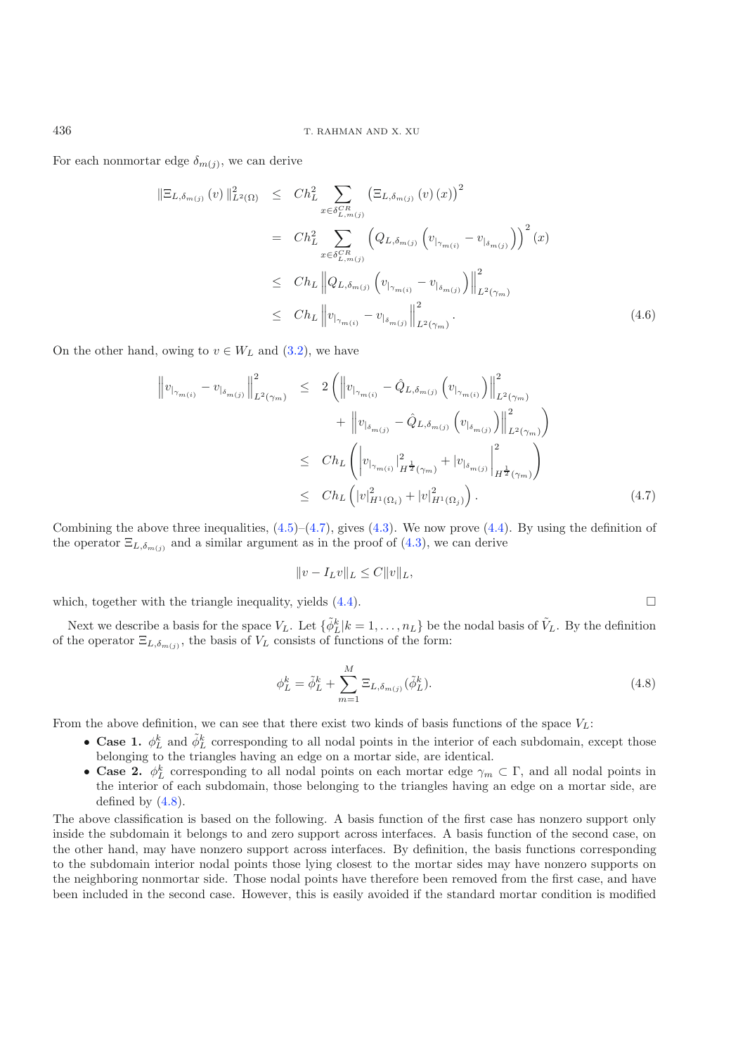For each nonmortar edge $\delta_{m(j)}$, we can derive

$$
\begin{aligned}
\|\Xi_{L,\delta_{m(j)}}(v)\|^2_{L^2(\Omega)} &\leq Ch_L^2 \sum_{x\in\delta^{CR}_{L,m(j)}} \left(\Xi_{L,\delta_{m(j)}}(v)(x)\right)^2 \\
&= Ch_L^2 \sum_{x\in\delta^{CR}_{L,m(j)}} \left(Q_{L,\delta_{m(j)}}\left(v_{|\gamma_{m(i)}} - v_{|\delta_{m(j)}}\right)\right)^2(x) \\
&\leq Ch_L \left\|Q_{L,\delta_{m(j)}}\left(v_{|\gamma_{m(i)}} - v_{|\delta_{m(j)}}\right)\right\|^2_{L^2(\gamma_m)} \\
&\leq Ch_L \left\|v_{|\gamma_{m(i)}} - v_{|\delta_{m(j)}}\right\|^2_{L^2(\gamma_m)}.
\end{aligned} \tag{4.6}
$$

On the other hand, owing to $v \in W_L$ and (3.2), we have

$$
\begin{aligned}
\left\|v_{|\gamma_{m(i)}} - v_{|\delta_{m(j)}}\right\|^2_{L^2(\gamma_m)} &\leq 2\left(\left\|v_{|\gamma_{m(i)}} - \hat{Q}_{L,\delta_{m(j)}}\left(v_{|\gamma_{m(i)}}\right)\right\|^2_{L^2(\gamma_m)} \right.\\
&\quad \left. + \left\|v_{|\delta_{m(j)}} - \hat{Q}_{L,\delta_{m(j)}}\left(v_{|\delta_{m(j)}}\right)\right\|^2_{L^2(\gamma_m)}\right) \\
&\leq Ch_L\left(\left|v_{|\gamma_{m(i)}}\right|^2_{H^{\frac{1}{2}}(\gamma_m)} + \left|v_{|\delta_{m(j)}}\right|^2_{H^{\frac{1}{2}}(\gamma_m)}\right) \\
&\leq Ch_L\left(|v|^2_{H^1(\Omega_i)} + |v|^2_{H^1(\Omega_j)}\right).
\end{aligned} \tag{4.7}
$$

Combining the above three inequalities, (4.5)–(4.7), gives (4.3). We now prove (4.4). By using the definition of the operator $\Xi_{L,\delta_{m(j)}}$ and a similar argument as in the proof of (4.3), we can derive

$$
\|v - I_L v\|_L \leq C\|v\|_L,
$$

which, together with the triangle inequality, yields (4.4). $\square$

Next we describe a basis for the space $V_L$. Let $\{\tilde{\phi}_L^k | k = 1, \ldots, n_L\}$ be the nodal basis of $\tilde{V}_L$. By the definition of the operator $\Xi_{L,\delta_{m(j)}}$, the basis of $V_L$ consists of functions of the form:

$$
\phi_L^k = \tilde{\phi}_L^k + \sum_{m=1}^{M} \Xi_{L,\delta_{m(j)}}(\tilde{\phi}_L^k). \tag{4.8}
$$

From the above definition, we can see that there exist two kinds of basis functions of the space $V_L$:

- **Case 1.** $\phi_L^k$ and $\tilde{\phi}_L^k$ corresponding to all nodal points in the interior of each subdomain, except those belonging to the triangles having an edge on a mortar side, are identical.
- **Case 2.** $\phi_L^k$ corresponding to all nodal points on each mortar edge $\gamma_m \subset \Gamma$, and all nodal points in the interior of each subdomain, those belonging to the triangles having an edge on a mortar side, are defined by (4.8).

The above classification is based on the following. A basis function of the first case has nonzero support only inside the subdomain it belongs to and zero support across interfaces. A basis function of the second case, on the other hand, may have nonzero support across interfaces. By definition, the basis functions corresponding to the subdomain interior nodal points those lying closest to the mortar sides may have nonzero supports on the neighboring nonmortar side. Those nodal points have therefore been removed from the first case, and have been included in the second case. However, this is easily avoided if the standard mortar condition is modified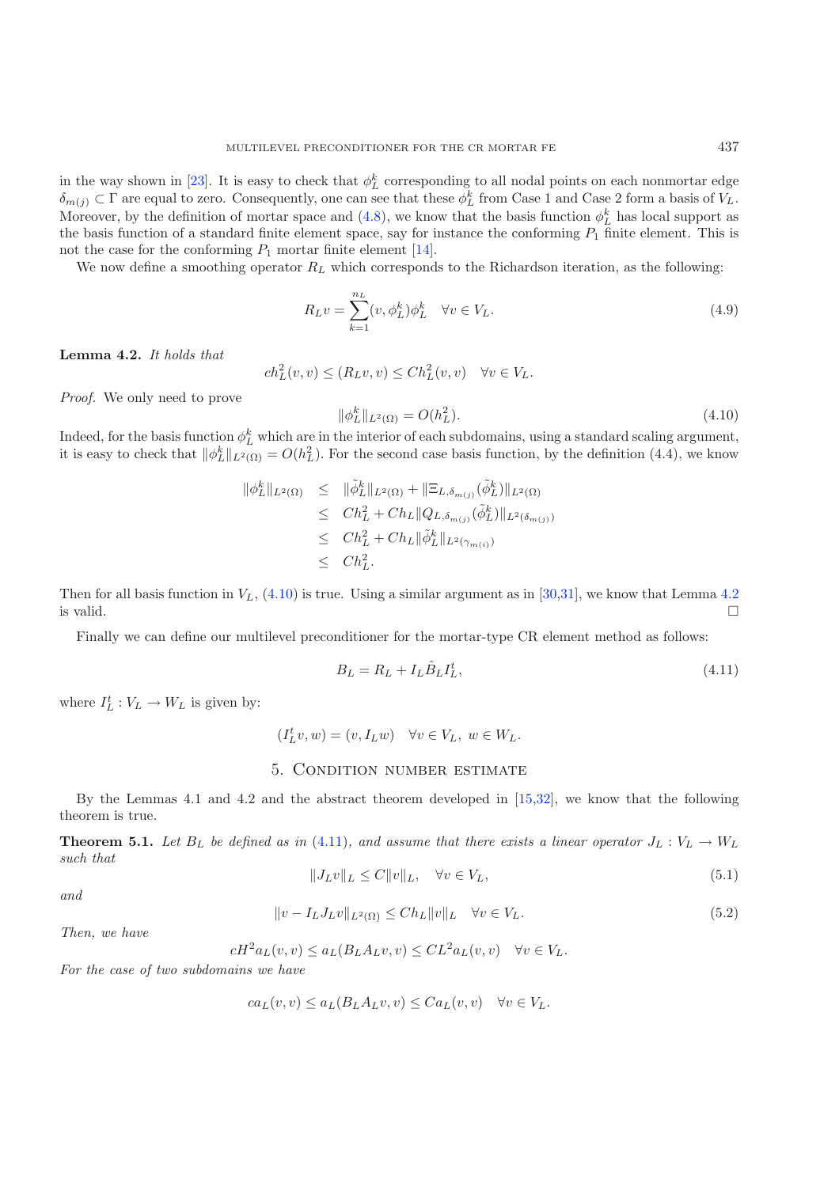in the way shown in [23]. It is easy to check that $\phi_L^k$ corresponding to all nodal points on each nonmortar edge $\delta_{m(j)} \subset \Gamma$ are equal to zero. Consequently, one can see that these $\phi_L^k$ from Case 1 and Case 2 form a basis of $V_L$. Moreover, by the definition of mortar space and (4.8), we know that the basis function $\phi_L^k$ has local support as the basis function of a standard finite element space, say for instance the conforming $P_1$ finite element. This is not the case for the conforming $P_1$ mortar finite element [14].

We now define a smoothing operator $R_L$ which corresponds to the Richardson iteration, as the following:

$$R_L v = \sum_{k=1}^{n_L} (v, \phi_L^k)\phi_L^k \quad \forall v \in V_L. \tag{4.9}$$

**Lemma 4.2.** *It holds that*

$$ch_L^2(v, v) \leq (R_L v, v) \leq Ch_L^2(v, v) \quad \forall v \in V_L.$$

*Proof.* We only need to prove

$$\|\phi_L^k\|_{L^2(\Omega)} = O(h_L^2). \tag{4.10}$$

Indeed, for the basis function $\phi_L^k$ which are in the interior of each subdomains, using a standard scaling argument, it is easy to check that $\|\phi_L^k\|_{L^2(\Omega)} = O(h_L^2)$. For the second case basis function, by the definition (4.4), we know

$$\begin{aligned}
\|\phi_L^k\|_{L^2(\Omega)} &\leq \|\tilde{\phi}_L^k\|_{L^2(\Omega)} + \|\Xi_{L,\delta_{m(j)}}(\tilde{\phi}_L^k)\|_{L^2(\Omega)} \\
&\leq Ch_L^2 + Ch_L \|Q_{L,\delta_{m(j)}}(\tilde{\phi}_L^k)\|_{L^2(\delta_{m(j)})} \\
&\leq Ch_L^2 + Ch_L \|\tilde{\phi}_L^k\|_{L^2(\gamma_{m(i)})} \\
&\leq Ch_L^2.
\end{aligned}$$

Then for all basis function in $V_L$, (4.10) is true. Using a similar argument as in [30,31], we know that Lemma 4.2 is valid. $\square$

Finally we can define our multilevel preconditioner for the mortar-type CR element method as follows:

$$B_L = R_L + I_L \hat{B}_L I_L^t, \tag{4.11}$$

where $I_L^t : V_L \to W_L$ is given by:

$$(I_L^t v, w) = (v, I_L w) \quad \forall v \in V_L,\ w \in W_L.$$

## 5. Condition number estimate

By the Lemmas 4.1 and 4.2 and the abstract theorem developed in [15,32], we know that the following theorem is true.

**Theorem 5.1.** *Let $B_L$ be defined as in (4.11), and assume that there exists a linear operator $J_L : V_L \to W_L$ such that*

$$\|J_L v\|_L \leq C\|v\|_L, \quad \forall v \in V_L, \tag{5.1}$$

*and*

$$\|v - I_L J_L v\|_{L^2(\Omega)} \leq Ch_L \|v\|_L \quad \forall v \in V_L. \tag{5.2}$$

*Then, we have*

$$cH^2 a_L(v, v) \leq a_L(B_L A_L v, v) \leq CL^2 a_L(v, v) \quad \forall v \in V_L.$$

*For the case of two subdomains we have*

$$ca_L(v, v) \leq a_L(B_L A_L v, v) \leq Ca_L(v, v) \quad \forall v \in V_L.$$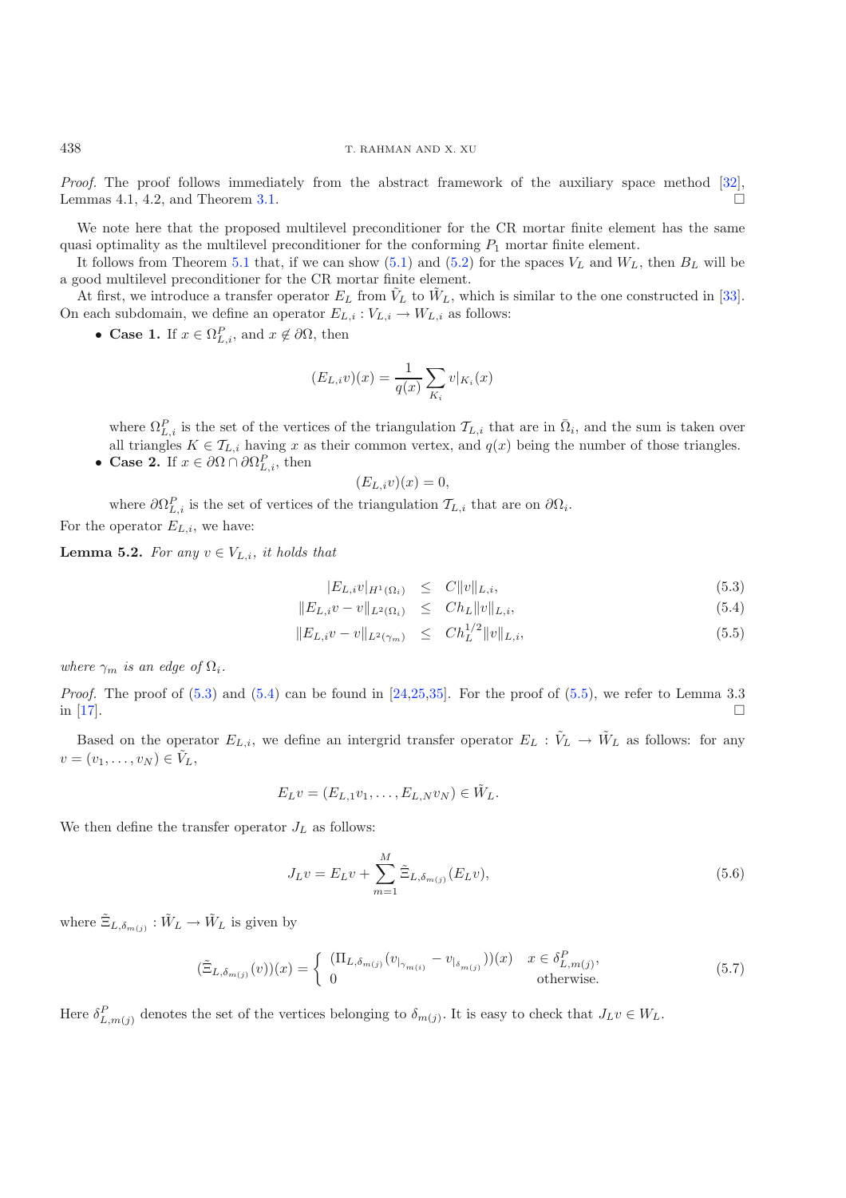*Proof.* The proof follows immediately from the abstract framework of the auxiliary space method [32], Lemmas 4.1, 4.2, and Theorem 3.1. □

We note here that the proposed multilevel preconditioner for the CR mortar finite element has the same quasi optimality as the multilevel preconditioner for the conforming $P_1$ mortar finite element.

It follows from Theorem 5.1 that, if we can show (5.1) and (5.2) for the spaces $V_L$ and $W_L$, then $B_L$ will be a good multilevel preconditioner for the CR mortar finite element.

At first, we introduce a transfer operator $E_L$ from $\tilde{V}_L$ to $\tilde{W}_L$, which is similar to the one constructed in [33]. On each subdomain, we define an operator $E_{L,i} : V_{L,i} \to W_{L,i}$ as follows:

- **Case 1.** If $x \in \Omega^P_{L,i}$, and $x \notin \partial\Omega$, then

$$(E_{L,i}v)(x) = \frac{1}{q(x)} \sum_{K_i} v|_{K_i}(x)$$

  where $\Omega^P_{L,i}$ is the set of the vertices of the triangulation $\mathcal{T}_{L,i}$ that are in $\bar{\Omega}_i$, and the sum is taken over all triangles $K \in \mathcal{T}_{L,i}$ having $x$ as their common vertex, and $q(x)$ being the number of those triangles.

- **Case 2.** If $x \in \partial\Omega \cap \partial\Omega^P_{L,i}$, then

$$(E_{L,i}v)(x) = 0,$$

  where $\partial\Omega^P_{L,i}$ is the set of vertices of the triangulation $\mathcal{T}_{L,i}$ that are on $\partial\Omega_i$.

For the operator $E_{L,i}$, we have:

**Lemma 5.2.** *For any $v \in V_{L,i}$, it holds that*

$$|E_{L,i}v|_{H^1(\Omega_i)} \leq C\|v\|_{L,i}, \tag{5.3}$$

$$\|E_{L,i}v - v\|_{L^2(\Omega_i)} \leq Ch_L\|v\|_{L,i}, \tag{5.4}$$

$$\|E_{L,i}v - v\|_{L^2(\gamma_m)} \leq Ch_L^{1/2}\|v\|_{L,i}, \tag{5.5}$$

*where $\gamma_m$ is an edge of $\Omega_i$.*

*Proof.* The proof of (5.3) and (5.4) can be found in [24,25,35]. For the proof of (5.5), we refer to Lemma 3.3 in [17]. □

Based on the operator $E_{L,i}$, we define an intergrid transfer operator $E_L : \tilde{V}_L \to \tilde{W}_L$ as follows: for any $v = (v_1, \ldots, v_N) \in \tilde{V}_L$,

$$E_L v = (E_{L,1}v_1, \ldots, E_{L,N}v_N) \in \tilde{W}_L.$$

We then define the transfer operator $J_L$ as follows:

$$J_L v = E_L v + \sum_{m=1}^{M} \tilde{\Xi}_{L,\delta_{m(j)}}(E_L v), \tag{5.6}$$

where $\tilde{\Xi}_{L,\delta_{m(j)}} : \tilde{W}_L \to \tilde{W}_L$ is given by

$$(\tilde{\Xi}_{L,\delta_{m(j)}}(v))(x) = \begin{cases} (\Pi_{L,\delta_{m(j)}}(v_{|_{\gamma_{m(i)}}} - v_{|_{\delta_{m(j)}}}))(x) & x \in \delta^P_{L,m(j)}, \\ 0 & \text{otherwise.} \end{cases} \tag{5.7}$$

Here $\delta^P_{L,m(j)}$ denotes the set of the vertices belonging to $\delta_{m(j)}$. It is easy to check that $J_L v \in W_L$.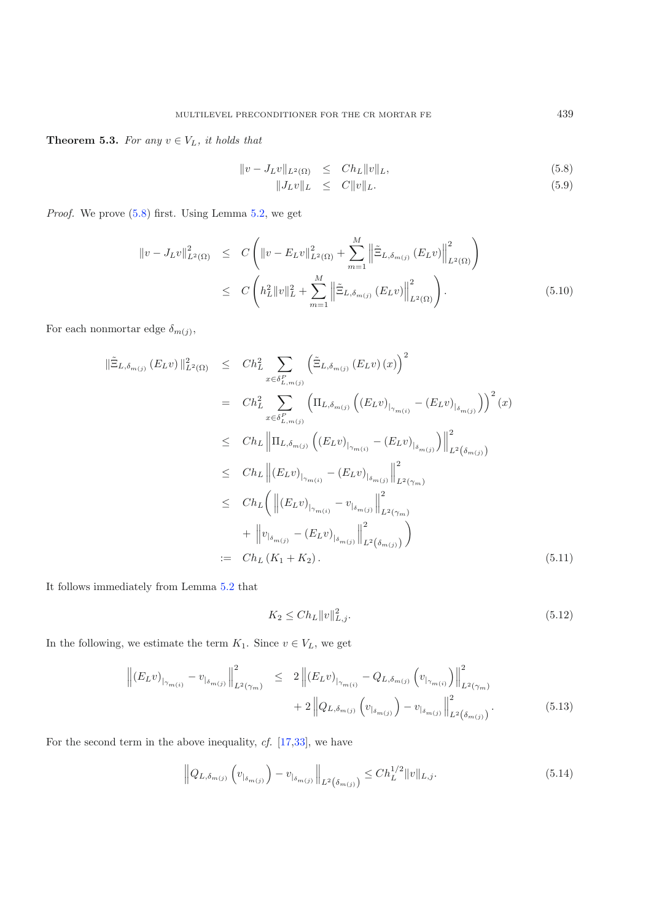**Theorem 5.3.** *For any $v \in V_L$, it holds that*

$$
\begin{aligned}
\|v - J_L v\|_{L^2(\Omega)} &\leq Ch_L \|v\|_L, && (5.8)\\
\|J_L v\|_L &\leq C\|v\|_L. && (5.9)
\end{aligned}
$$

*Proof.* We prove (5.8) first. Using Lemma 5.2, we get

$$
\begin{aligned}
\|v - J_L v\|^2_{L^2(\Omega)} &\leq C\left( \|v - E_L v\|^2_{L^2(\Omega)} + \sum_{m=1}^{M} \left\| \tilde{\Xi}_{L,\delta_{m(j)}}\left(E_L v\right) \right\|^2_{L^2(\Omega)} \right)\\
&\leq C\left( h_L^2 \|v\|_L^2 + \sum_{m=1}^{M} \left\| \tilde{\Xi}_{L,\delta_{m(j)}}\left(E_L v\right) \right\|^2_{L^2(\Omega)} \right). \qquad (5.10)
\end{aligned}
$$

For each nonmortar edge $\delta_{m(j)}$,

$$
\begin{aligned}
\|\tilde{\Xi}_{L,\delta_{m(j)}}\left(E_L v\right)\|^2_{L^2(\Omega)} &\leq Ch_L^2 \sum_{x \in \delta^P_{L,m(j)}} \left( \tilde{\Xi}_{L,\delta_{m(j)}}\left(E_L v\right)(x) \right)^2\\
&= Ch_L^2 \sum_{x \in \delta^P_{L,m(j)}} \left( \Pi_{L,\delta_{m(j)}}\left( \left(E_L v\right)_{|\gamma_{m(i)}} - \left(E_L v\right)_{|\delta_{m(j)}} \right) \right)^2 (x)\\
&\leq Ch_L \left\| \Pi_{L,\delta_{m(j)}}\left( \left(E_L v\right)_{|\gamma_{m(i)}} - \left(E_L v\right)_{|\delta_{m(j)}} \right) \right\|^2_{L^2\left(\delta_{m(j)}\right)}\\
&\leq Ch_L \left\| \left(E_L v\right)_{|\gamma_{m(i)}} - \left(E_L v\right)_{|\delta_{m(j)}} \right\|^2_{L^2(\gamma_m)}\\
&\leq Ch_L \Bigg( \left\| \left(E_L v\right)_{|\gamma_{m(i)}} - v_{|\delta_{m(j)}} \right\|^2_{L^2(\gamma_m)}\\
&\qquad + \left\| v_{|\delta_{m(j)}} - \left(E_L v\right)_{|\delta_{m(j)}} \right\|^2_{L^2\left(\delta_{m(j)}\right)} \Bigg)\\
&:= Ch_L \left(K_1 + K_2\right). \qquad (5.11)
\end{aligned}
$$

It follows immediately from Lemma 5.2 that

$$
K_2 \leq Ch_L \|v\|^2_{L,j}. \qquad (5.12)
$$

In the following, we estimate the term $K_1$. Since $v \in V_L$, we get

$$
\begin{aligned}
\left\| \left(E_L v\right)_{|\gamma_{m(i)}} - v_{|\delta_{m(j)}} \right\|^2_{L^2(\gamma_m)} &\leq 2 \left\| \left(E_L v\right)_{|\gamma_{m(i)}} - Q_{L,\delta_{m(j)}}\left(v_{|\gamma_{m(i)}}\right) \right\|^2_{L^2(\gamma_m)}\\
&\quad + 2 \left\| Q_{L,\delta_{m(j)}}\left(v_{|\delta_{m(j)}}\right) - v_{|\delta_{m(j)}} \right\|^2_{L^2\left(\delta_{m(j)}\right)}. \qquad (5.13)
\end{aligned}
$$

For the second term in the above inequality, *cf.* [17,33], we have

$$
\left\| Q_{L,\delta_{m(j)}}\left(v_{|\delta_{m(j)}}\right) - v_{|\delta_{m(j)}} \right\|_{L^2\left(\delta_{m(j)}\right)} \leq Ch_L^{1/2} \|v\|_{L,j}. \qquad (5.14)
$$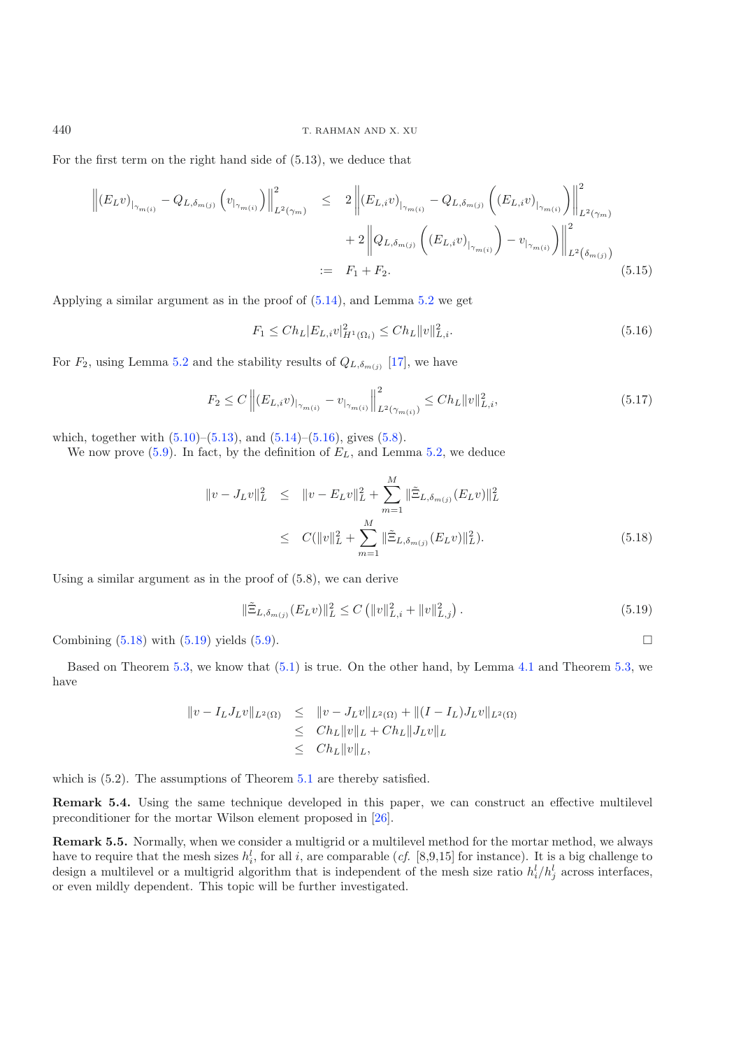For the first term on the right hand side of (5.13), we deduce that

$$
\begin{aligned}
\left\| (E_L v)_{|\gamma_{m(i)}} - Q_{L,\delta_{m(j)}}\left(v_{|\gamma_{m(i)}}\right)\right\|^2_{L^2(\gamma_m)} &\leq 2\left\| (E_{L,i} v)_{|\gamma_{m(i)}} - Q_{L,\delta_{m(j)}}\left((E_{L,i}v)_{|\gamma_{m(i)}}\right)\right\|^2_{L^2(\gamma_m)} \\
&\quad + 2\left\| Q_{L,\delta_{m(j)}}\left((E_{L,i}v)_{|\gamma_{m(i)}}\right) - v_{|\gamma_{m(i)}}\right\|^2_{L^2\left(\delta_{m(j)}\right)} \\
&:= F_1 + F_2. \qquad (5.15)
\end{aligned}
$$

Applying a similar argument as in the proof of (5.14), and Lemma 5.2 we get

$$
F_1 \leq C h_L |E_{L,i} v|^2_{H^1(\Omega_i)} \leq C h_L \|v\|^2_{L,i}. \qquad (5.16)
$$

For $F_2$, using Lemma 5.2 and the stability results of $Q_{L,\delta_{m(j)}}$ [17], we have

$$
F_2 \leq C \left\| (E_{L,i}v)_{|\gamma_{m(i)}} - v_{|\gamma_{m(i)}}\right\|^2_{L^2(\gamma_{m(i)})} \leq C h_L \|v\|^2_{L,i}, \qquad (5.17)
$$

which, together with (5.10)–(5.13), and (5.14)–(5.16), gives (5.8).

We now prove (5.9). In fact, by the definition of $E_L$, and Lemma 5.2, we deduce

$$
\begin{aligned}
\|v - J_L v\|^2_L &\leq \|v - E_L v\|^2_L + \sum_{m=1}^{M} \|\tilde{\Xi}_{L,\delta_{m(j)}}(E_L v)\|^2_L \\
&\leq C(\|v\|^2_L + \sum_{m=1}^{M} \|\tilde{\Xi}_{L,\delta_{m(j)}}(E_L v)\|^2_L). \qquad (5.18)
\end{aligned}
$$

Using a similar argument as in the proof of (5.8), we can derive

$$
\|\tilde{\Xi}_{L,\delta_{m(j)}}(E_L v)\|^2_L \leq C\left(\|v\|^2_{L,i} + \|v\|^2_{L,j}\right). \qquad (5.19)
$$

Combining (5.18) with (5.19) yields (5.9). □

Based on Theorem 5.3, we know that (5.1) is true. On the other hand, by Lemma 4.1 and Theorem 5.3, we have

$$
\begin{aligned}
\|v - I_L J_L v\|_{L^2(\Omega)} &\leq \|v - J_L v\|_{L^2(\Omega)} + \|(I - I_L) J_L v\|_{L^2(\Omega)} \\
&\leq C h_L \|v\|_L + C h_L \|J_L v\|_L \\
&\leq C h_L \|v\|_L,
\end{aligned}
$$

which is (5.2). The assumptions of Theorem 5.1 are thereby satisfied.

**Remark 5.4.** Using the same technique developed in this paper, we can construct an effective multilevel preconditioner for the mortar Wilson element proposed in [26].

**Remark 5.5.** Normally, when we consider a multigrid or a multilevel method for the mortar method, we always have to require that the mesh sizes $h_i^l$, for all $i$, are comparable (*cf.* [8,9,15] for instance). It is a big challenge to design a multilevel or a multigrid algorithm that is independent of the mesh size ratio $h_i^l/h_j^l$ across interfaces, or even mildly dependent. This topic will be further investigated.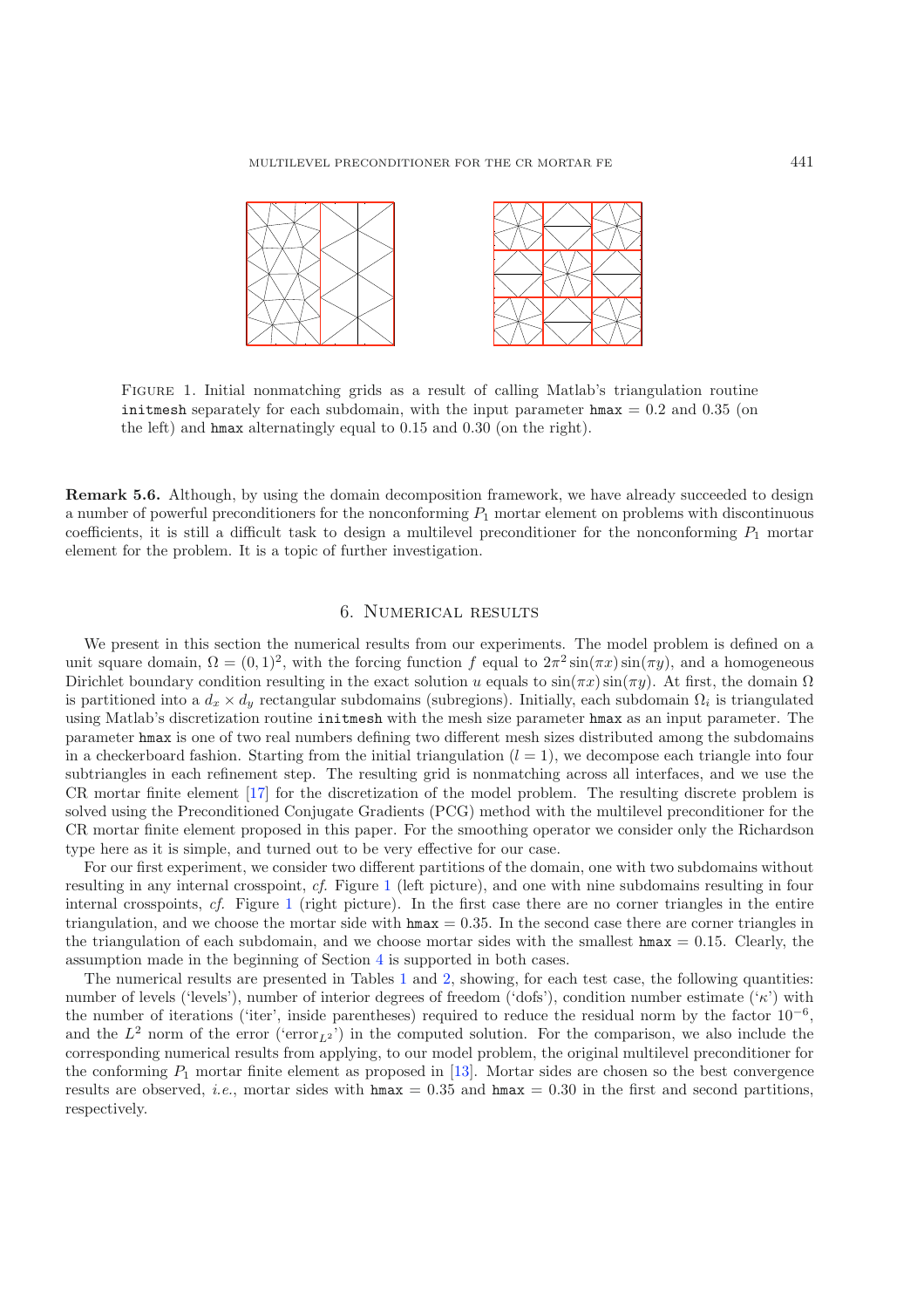FIGURE 1. Initial nonmatching grids as a result of calling Matlab's triangulation routine `initmesh` separately for each subdomain, with the input parameter `hmax` $= 0.2$ and $0.35$ (on the left) and `hmax` alternatingly equal to $0.15$ and $0.30$ (on the right).

**Remark 5.6.** Although, by using the domain decomposition framework, we have already succeeded to design a number of powerful preconditioners for the nonconforming $P_1$ mortar element on problems with discontinuous coefficients, it is still a difficult task to design a multilevel preconditioner for the nonconforming $P_1$ mortar element for the problem. It is a topic of further investigation.

## 6. Numerical results

We present in this section the numerical results from our experiments. The model problem is defined on a unit square domain, $\Omega = (0,1)^2$, with the forcing function $f$ equal to $2\pi^2 \sin(\pi x)\sin(\pi y)$, and a homogeneous Dirichlet boundary condition resulting in the exact solution $u$ equals to $\sin(\pi x)\sin(\pi y)$. At first, the domain $\Omega$ is partitioned into a $d_x \times d_y$ rectangular subdomains (subregions). Initially, each subdomain $\Omega_i$ is triangulated using Matlab's discretization routine `initmesh` with the mesh size parameter `hmax` as an input parameter. The parameter `hmax` is one of two real numbers defining two different mesh sizes distributed among the subdomains in a checkerboard fashion. Starting from the initial triangulation ($l = 1$), we decompose each triangle into four subtriangles in each refinement step. The resulting grid is nonmatching across all interfaces, and we use the CR mortar finite element [17] for the discretization of the model problem. The resulting discrete problem is solved using the Preconditioned Conjugate Gradients (PCG) method with the multilevel preconditioner for the CR mortar finite element proposed in this paper. For the smoothing operator we consider only the Richardson type here as it is simple, and turned out to be very effective for our case.

For our first experiment, we consider two different partitions of the domain, one with two subdomains without resulting in any internal crosspoint, *cf.* Figure 1 (left picture), and one with nine subdomains resulting in four internal crosspoints, *cf.* Figure 1 (right picture). In the first case there are no corner triangles in the entire triangulation, and we choose the mortar side with `hmax` $= 0.35$. In the second case there are corner triangles in the triangulation of each subdomain, and we choose mortar sides with the smallest `hmax` $= 0.15$. Clearly, the assumption made in the beginning of Section 4 is supported in both cases.

The numerical results are presented in Tables 1 and 2, showing, for each test case, the following quantities: number of levels ('levels'), number of interior degrees of freedom ('dofs'), condition number estimate ('$\kappa$') with the number of iterations ('iter', inside parentheses) required to reduce the residual norm by the factor $10^{-6}$, and the $L^2$ norm of the error ('error$_{L^2}$') in the computed solution. For the comparison, we also include the corresponding numerical results from applying, to our model problem, the original multilevel preconditioner for the conforming $P_1$ mortar finite element as proposed in [13]. Mortar sides are chosen so the best convergence results are observed, *i.e.*, mortar sides with `hmax` $= 0.35$ and `hmax` $= 0.30$ in the first and second partitions, respectively.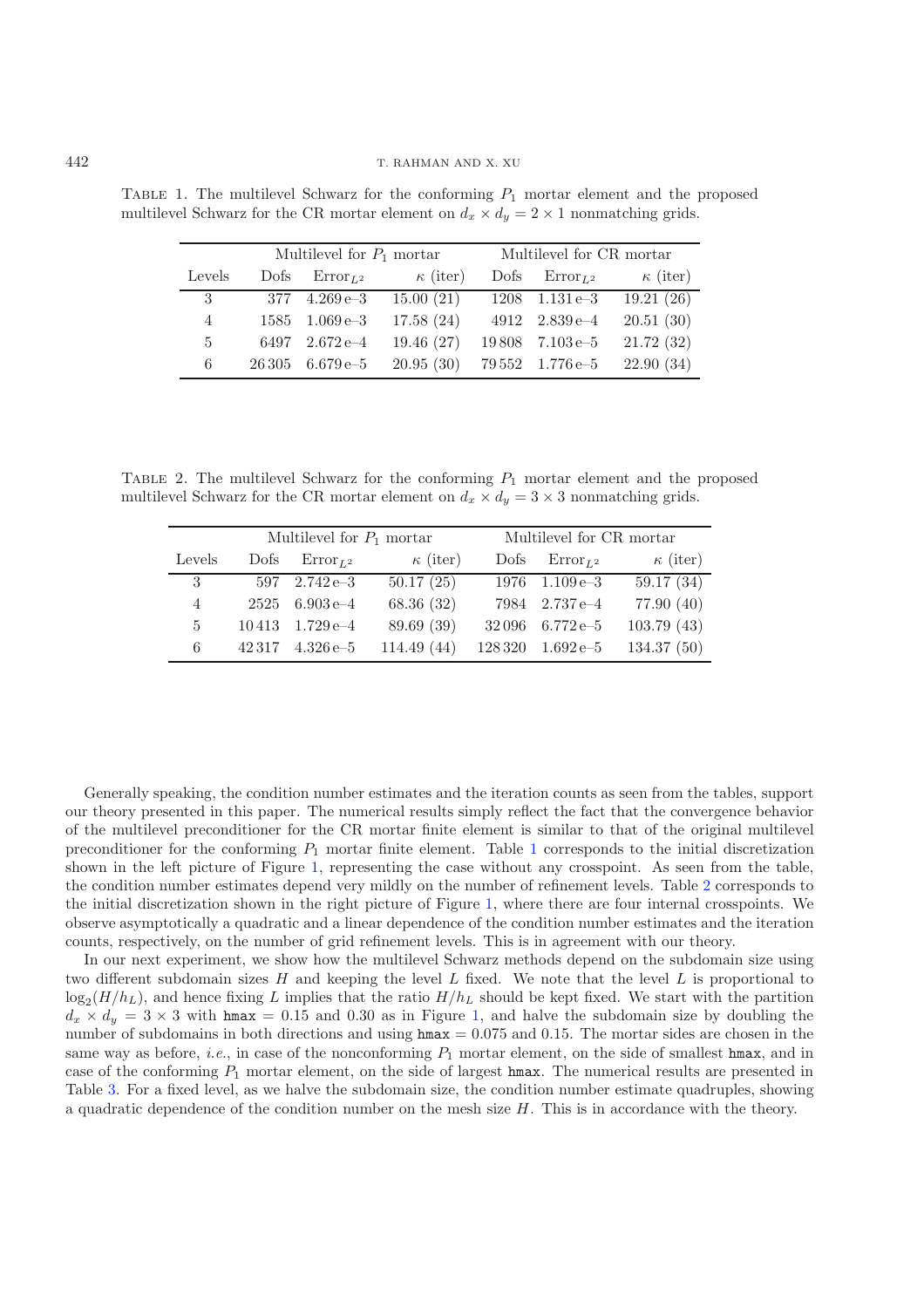TABLE 1. The multilevel Schwarz for the conforming $P_1$ mortar element and the proposed multilevel Schwarz for the CR mortar element on $d_x \times d_y = 2 \times 1$ nonmatching grids.

| | Multilevel for $P_1$ mortar | | | Multilevel for CR mortar | | |
|---|---|---|---|---|---|---|
| Levels | Dofs | Error$_{L^2}$ | $\kappa$ (iter) | Dofs | Error$_{L^2}$ | $\kappa$ (iter) |
| 3 | 377 | 4.269 e–3 | 15.00 (21) | 1208 | 1.131 e–3 | 19.21 (26) |
| 4 | 1585 | 1.069 e–3 | 17.58 (24) | 4912 | 2.839 e–4 | 20.51 (30) |
| 5 | 6497 | 2.672 e–4 | 19.46 (27) | 19 808 | 7.103 e–5 | 21.72 (32) |
| 6 | 26 305 | 6.679 e–5 | 20.95 (30) | 79 552 | 1.776 e–5 | 22.90 (34) |

TABLE 2. The multilevel Schwarz for the conforming $P_1$ mortar element and the proposed multilevel Schwarz for the CR mortar element on $d_x \times d_y = 3 \times 3$ nonmatching grids.

| | Multilevel for $P_1$ mortar | | | Multilevel for CR mortar | | |
|---|---|---|---|---|---|---|
| Levels | Dofs | Error$_{L^2}$ | $\kappa$ (iter) | Dofs | Error$_{L^2}$ | $\kappa$ (iter) |
| 3 | 597 | 2.742 e–3 | 50.17 (25) | 1976 | 1.109 e–3 | 59.17 (34) |
| 4 | 2525 | 6.903 e–4 | 68.36 (32) | 7984 | 2.737 e–4 | 77.90 (40) |
| 5 | 10 413 | 1.729 e–4 | 89.69 (39) | 32 096 | 6.772 e–5 | 103.79 (43) |
| 6 | 42 317 | 4.326 e–5 | 114.49 (44) | 128 320 | 1.692 e–5 | 134.37 (50) |

Generally speaking, the condition number estimates and the iteration counts as seen from the tables, support our theory presented in this paper. The numerical results simply reflect the fact that the convergence behavior of the multilevel preconditioner for the CR mortar finite element is similar to that of the original multilevel preconditioner for the conforming $P_1$ mortar finite element. Table 1 corresponds to the initial discretization shown in the left picture of Figure 1, representing the case without any crosspoint. As seen from the table, the condition number estimates depend very mildly on the number of refinement levels. Table 2 corresponds to the initial discretization shown in the right picture of Figure 1, where there are four internal crosspoints. We observe asymptotically a quadratic and a linear dependence of the condition number estimates and the iteration counts, respectively, on the number of grid refinement levels. This is in agreement with our theory.

In our next experiment, we show how the multilevel Schwarz methods depend on the subdomain size using two different subdomain sizes $H$ and keeping the level $L$ fixed. We note that the level $L$ is proportional to $\log_2(H/h_L)$, and hence fixing $L$ implies that the ratio $H/h_L$ should be kept fixed. We start with the partition $d_x \times d_y = 3 \times 3$ with `hmax` $= 0.15$ and $0.30$ as in Figure 1, and halve the subdomain size by doubling the number of subdomains in both directions and using `hmax` $= 0.075$ and $0.15$. The mortar sides are chosen in the same way as before, *i.e.*, in case of the nonconforming $P_1$ mortar element, on the side of smallest `hmax`, and in case of the conforming $P_1$ mortar element, on the side of largest `hmax`. The numerical results are presented in Table 3. For a fixed level, as we halve the subdomain size, the condition number estimate quadruples, showing a quadratic dependence of the condition number on the mesh size $H$. This is in accordance with the theory.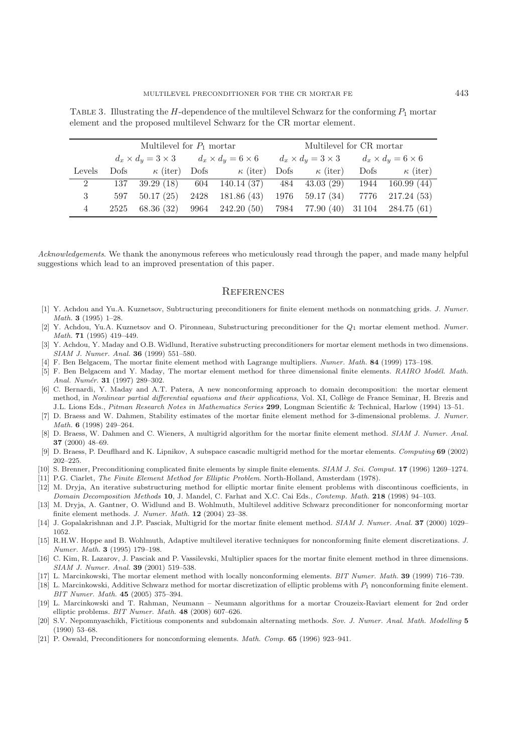Table 3. Illustrating the $H$-dependence of the multilevel Schwarz for the conforming $P_1$ mortar element and the proposed multilevel Schwarz for the CR mortar element.

| | Multilevel for $P_1$ mortar | | | | Multilevel for CR mortar | | | |
|---|---|---|---|---|---|---|---|---|
| | $d_x \times d_y = 3 \times 3$ | | $d_x \times d_y = 6 \times 6$ | | $d_x \times d_y = 3 \times 3$ | | $d_x \times d_y = 6 \times 6$ | |
| Levels | Dofs | $\kappa$ (iter) | Dofs | $\kappa$ (iter) | Dofs | $\kappa$ (iter) | Dofs | $\kappa$ (iter) |
| 2 | 137 | 39.29 (18) | 604 | 140.14 (37) | 484 | 43.03 (29) | 1944 | 160.99 (44) |
| 3 | 597 | 50.17 (25) | 2428 | 181.86 (43) | 1976 | 59.17 (34) | 7776 | 217.24 (53) |
| 4 | 2525 | 68.36 (32) | 9964 | 242.20 (50) | 7984 | 77.90 (40) | 31 104 | 284.75 (61) |

*Acknowledgements*. We thank the anonymous referees who meticulously read through the paper, and made many helpful suggestions which lead to an improved presentation of this paper.

## References

- [1] Y. Achdou and Yu.A. Kuznetsov, Subtructuring preconditioners for finite element methods on nonmatching grids. *J. Numer. Math.* **3** (1995) 1–28.
- [2] Y. Achdou, Yu.A. Kuznetsov and O. Pironneau, Substructuring preconditioner for the $Q_1$ mortar element method. *Numer. Math.* **71** (1995) 419–449.
- [3] Y. Achdou, Y. Maday and O.B. Widlund, Iterative substructing preconditioners for mortar element methods in two dimensions. *SIAM J. Numer. Anal.* **36** (1999) 551–580.
- [4] F. Ben Belgacem, The mortar finite element method with Lagrange multipliers. *Numer. Math.* **84** (1999) 173–198.
- [5] F. Ben Belgacem and Y. Maday, The mortar element method for three dimensional finite elements. *RAIRO Modél. Math. Anal. Numér.* **31** (1997) 289–302.
- [6] C. Bernardi, Y. Maday and A.T. Patera, A new nonconforming approach to domain decomposition: the mortar element method, in *Nonlinear partial differential equations and their applications*, Vol. XI, Collège de France Seminar, H. Brezis and J.L. Lions Eds., *Pitman Research Notes in Mathematics Series* **299**, Longman Scientific & Technical, Harlow (1994) 13–51.
- [7] D. Braess and W. Dahmen, Stability estimates of the mortar finite element method for 3-dimensional problems. *J. Numer. Math.* **6** (1998) 249–264.
- [8] D. Braess, W. Dahmen and C. Wieners, A multigrid algorithm for the mortar finite element method. *SIAM J. Numer. Anal.* **37** (2000) 48–69.
- [9] D. Braess, P. Deuflhard and K. Lipnikov, A subspace cascadic multigrid method for the mortar elements. *Computing* **69** (2002) 202–225.
- [10] S. Brenner, Preconditioning complicated finite elements by simple finite elements. *SIAM J. Sci. Comput.* **17** (1996) 1269–1274.
- [11] P.G. Ciarlet, *The Finite Element Method for Elliptic Problem*. North-Holland, Amsterdam (1978).
- [12] M. Dryja, An iterative substructuring method for elliptic mortar finite element problems with discontinous coefficients, in *Domain Decomposition Methods* **10**, J. Mandel, C. Farhat and X.C. Cai Eds., *Contemp. Math.* **218** (1998) 94–103.
- [13] M. Dryja, A. Gantner, O. Widlund and B. Wohlmuth, Multilevel additive Schwarz preconditioner for nonconforming mortar finite element methods. *J. Numer. Math.* **12** (2004) 23–38.
- [14] J. Gopalakrishnan and J.P. Pasciak, Multigrid for the mortar finite element method. *SIAM J. Numer. Anal.* **37** (2000) 1029–1052.
- [15] R.H.W. Hoppe and B. Wohlmuth, Adaptive multilevel iterative techniques for nonconforming finite element discretizations. *J. Numer. Math.* **3** (1995) 179–198.
- [16] C. Kim, R. Lazarov, J. Pasciak and P. Vassilevski, Multiplier spaces for the mortar finite element method in three dimensions. *SIAM J. Numer. Anal.* **39** (2001) 519–538.
- [17] L. Marcinkowski, The mortar element method with locally nonconforming elements. *BIT Numer. Math.* **39** (1999) 716–739.
- [18] L. Marcinkowski, Additive Schwarz method for mortar discretization of elliptic problems with $P_1$ nonconforming finite element. *BIT Numer. Math.* **45** (2005) 375–394.
- [19] L. Marcinkowski and T. Rahman, Neumann – Neumann algorithms for a mortar Crouzeix-Raviart element for 2nd order elliptic problems. *BIT Numer. Math.* **48** (2008) 607–626.
- [20] S.V. Nepomnyaschikh, Fictitious components and subdomain alternating methods. *Sov. J. Numer. Anal. Math. Modelling* **5** (1990) 53–68.
- [21] P. Oswald, Preconditioners for nonconforming elements. *Math. Comp.* **65** (1996) 923–941.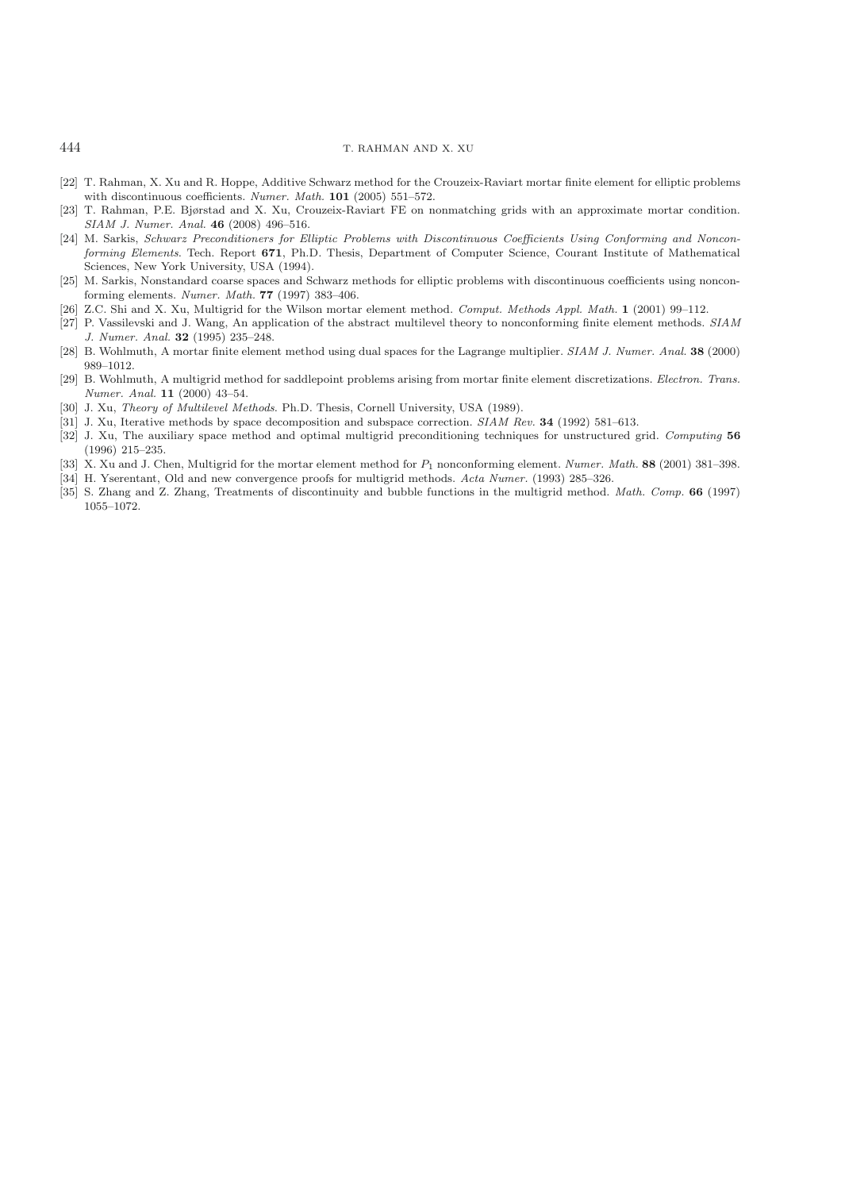[22] T. Rahman, X. Xu and R. Hoppe, Additive Schwarz method for the Crouzeix-Raviart mortar finite element for elliptic problems with discontinuous coefficients. *Numer. Math.* **101** (2005) 551–572.

[23] T. Rahman, P.E. Bjørstad and X. Xu, Crouzeix-Raviart FE on nonmatching grids with an approximate mortar condition. *SIAM J. Numer. Anal.* **46** (2008) 496–516.

[24] M. Sarkis, *Schwarz Preconditioners for Elliptic Problems with Discontinuous Coefficients Using Conforming and Nonconforming Elements*. Tech. Report **671**, Ph.D. Thesis, Department of Computer Science, Courant Institute of Mathematical Sciences, New York University, USA (1994).

[25] M. Sarkis, Nonstandard coarse spaces and Schwarz methods for elliptic problems with discontinuous coefficients using nonconforming elements. *Numer. Math.* **77** (1997) 383–406.

[26] Z.C. Shi and X. Xu, Multigrid for the Wilson mortar element method. *Comput. Methods Appl. Math.* **1** (2001) 99–112.

[27] P. Vassilevski and J. Wang, An application of the abstract multilevel theory to nonconforming finite element methods. *SIAM J. Numer. Anal.* **32** (1995) 235–248.

[28] B. Wohlmuth, A mortar finite element method using dual spaces for the Lagrange multiplier. *SIAM J. Numer. Anal.* **38** (2000) 989–1012.

[29] B. Wohlmuth, A multigrid method for saddlepoint problems arising from mortar finite element discretizations. *Electron. Trans. Numer. Anal.* **11** (2000) 43–54.

[30] J. Xu, *Theory of Multilevel Methods*. Ph.D. Thesis, Cornell University, USA (1989).

[31] J. Xu, Iterative methods by space decomposition and subspace correction. *SIAM Rev.* **34** (1992) 581–613.

[32] J. Xu, The auxiliary space method and optimal multigrid preconditioning techniques for unstructured grid. *Computing* **56** (1996) 215–235.

[33] X. Xu and J. Chen, Multigrid for the mortar element method for $P_1$ nonconforming element. *Numer. Math.* **88** (2001) 381–398.

[34] H. Yserentant, Old and new convergence proofs for multigrid methods. *Acta Numer.* (1993) 285–326.

[35] S. Zhang and Z. Zhang, Treatments of discontinuity and bubble functions in the multigrid method. *Math. Comp.* **66** (1997) 1055–1072.